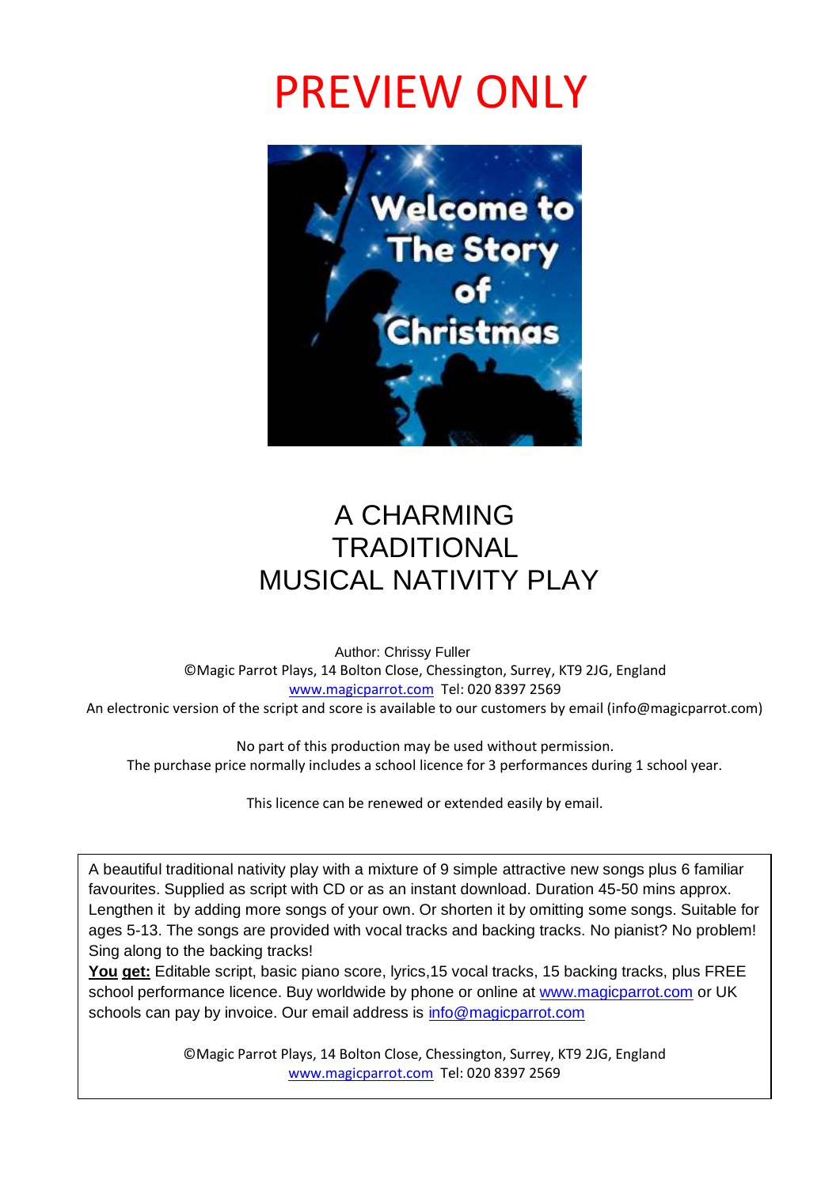# PREVIEW ONLY

Welcome to The Story of Christmas

## A CHARMING TRADITIONAL MUSICAL NATIVITY PLAY

Author: Chrissy Fuller
©Magic Parrot Plays, 14 Bolton Close, Chessington, Surrey, KT9 2JG, England
www.magicparrot.com Tel: 020 8397 2569
An electronic version of the script and score is available to our customers by email (info@magicparrot.com)

No part of this production may be used without permission.
The purchase price normally includes a school licence for 3 performances during 1 school year.

This licence can be renewed or extended easily by email.

A beautiful traditional nativity play with a mixture of 9 simple attractive new songs plus 6 familiar favourites. Supplied as script with CD or as an instant download. Duration 45-50 mins approx. Lengthen it by adding more songs of your own. Or shorten it by omitting some songs. Suitable for ages 5-13. The songs are provided with vocal tracks and backing tracks. No pianist? No problem! Sing along to the backing tracks!
**You get:** Editable script, basic piano score, lyrics,15 vocal tracks, 15 backing tracks, plus FREE school performance licence. Buy worldwide by phone or online at www.magicparrot.com or UK schools can pay by invoice. Our email address is info@magicparrot.com

©Magic Parrot Plays, 14 Bolton Close, Chessington, Surrey, KT9 2JG, England
www.magicparrot.com Tel: 020 8397 2569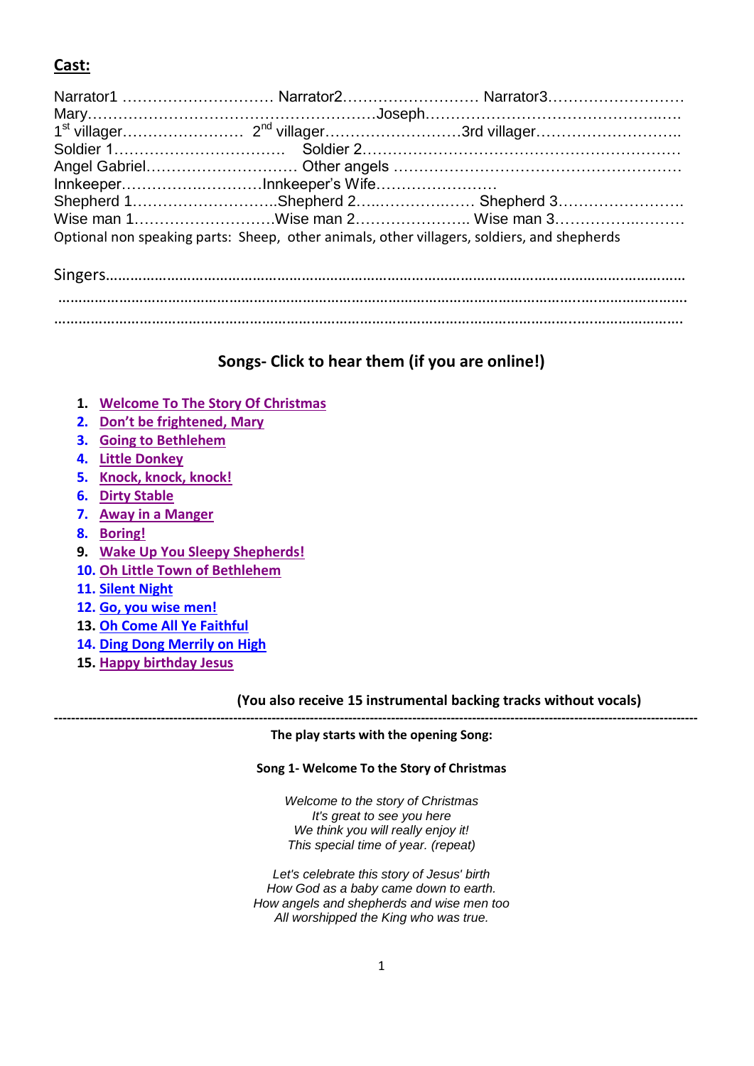## Cast:

Narrator1 ………………………… Narrator2……………………… Narrator3………………………
Mary…………………………………………………Joseph……………………………………….….
1st villager…………………… 2nd villager………………………3rd villager……………………….
Soldier 1…………………………… Soldier 2…………………………………………………….
Angel Gabriel………………………… Other angels ……………………………………………….
Innkeeper………………..………Innkeeper's Wife……………………
Shepherd 1………………………..Shepherd 2…...……………..…. Shepherd 3…………………….
Wise man 1……………………….Wise man 2………………….. Wise man 3………………..……
Optional non speaking parts: Sheep, other animals, other villagers, soldiers, and shepherds

Singers…………………………………………………………………………………………………………………
……………………………………………………………………………………………………………………………
……………………………………………………………………………………………………………………………

### Songs- Click to hear them (if you are online!)

1. Welcome To The Story Of Christmas
2. Don't be frightened, Mary
3. Going to Bethlehem
4. Little Donkey
5. Knock, knock, knock!
6. Dirty Stable
7. Away in a Manger
8. Boring!
9. Wake Up You Sleepy Shepherds!
10. Oh Little Town of Bethlehem
11. Silent Night
12. Go, you wise men!
13. Oh Come All Ye Faithful
14. Ding Dong Merrily on High
15. Happy birthday Jesus

**(You also receive 15 instrumental backing tracks without vocals)**

---

**The play starts with the opening Song:**

**Song 1- Welcome To the Story of Christmas**

*Welcome to the story of Christmas*
*It's great to see you here*
*We think you will really enjoy it!*
*This special time of year. (repeat)*

*Let's celebrate this story of Jesus' birth*
*How God as a baby came down to earth.*
*How angels and shepherds and wise men too*
*All worshipped the King who was true.*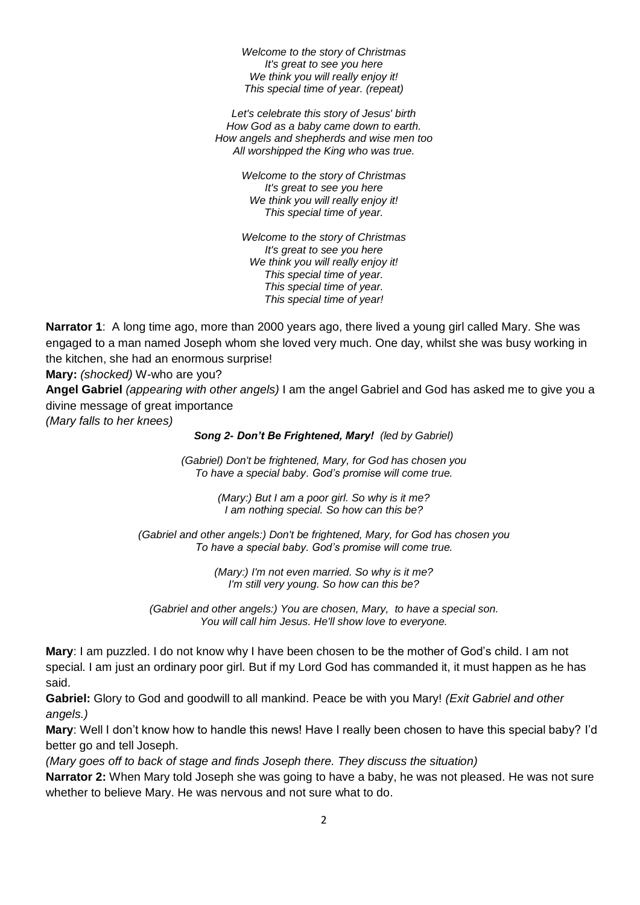*Welcome to the story of Christmas*
*It's great to see you here*
*We think you will really enjoy it!*
*This special time of year. (repeat)*

*Let's celebrate this story of Jesus' birth*
*How God as a baby came down to earth.*
*How angels and shepherds and wise men too*
*All worshipped the King who was true.*

*Welcome to the story of Christmas*
*It's great to see you here*
*We think you will really enjoy it!*
*This special time of year.*

*Welcome to the story of Christmas*
*It's great to see you here*
*We think you will really enjoy it!*
*This special time of year.*
*This special time of year.*
*This special time of year!*

**Narrator 1**: A long time ago, more than 2000 years ago, there lived a young girl called Mary. She was engaged to a man named Joseph whom she loved very much. One day, whilst she was busy working in the kitchen, she had an enormous surprise!

**Mary:** *(shocked)* W-who are you?

**Angel Gabriel** *(appearing with other angels)* I am the angel Gabriel and God has asked me to give you a divine message of great importance

*(Mary falls to her knees)*

***Song 2- Don't Be Frightened, Mary!*** *(led by Gabriel)*

*(Gabriel) Don't be frightened, Mary, for God has chosen you*
*To have a special baby. God's promise will come true.*

*(Mary:) But I am a poor girl. So why is it me?*
*I am nothing special. So how can this be?*

*(Gabriel and other angels:) Don't be frightened, Mary, for God has chosen you*
*To have a special baby. God's promise will come true.*

*(Mary:) I'm not even married. So why is it me?*
*I'm still very young. So how can this be?*

*(Gabriel and other angels:) You are chosen, Mary, to have a special son.*
*You will call him Jesus. He'll show love to everyone.*

**Mary**: I am puzzled. I do not know why I have been chosen to be the mother of God's child. I am not special. I am just an ordinary poor girl. But if my Lord God has commanded it, it must happen as he has said.

**Gabriel:** Glory to God and goodwill to all mankind. Peace be with you Mary! *(Exit Gabriel and other angels.)*

**Mary**: Well I don't know how to handle this news! Have I really been chosen to have this special baby? I'd better go and tell Joseph.

*(Mary goes off to back of stage and finds Joseph there. They discuss the situation)*

**Narrator 2:** When Mary told Joseph she was going to have a baby, he was not pleased. He was not sure whether to believe Mary. He was nervous and not sure what to do.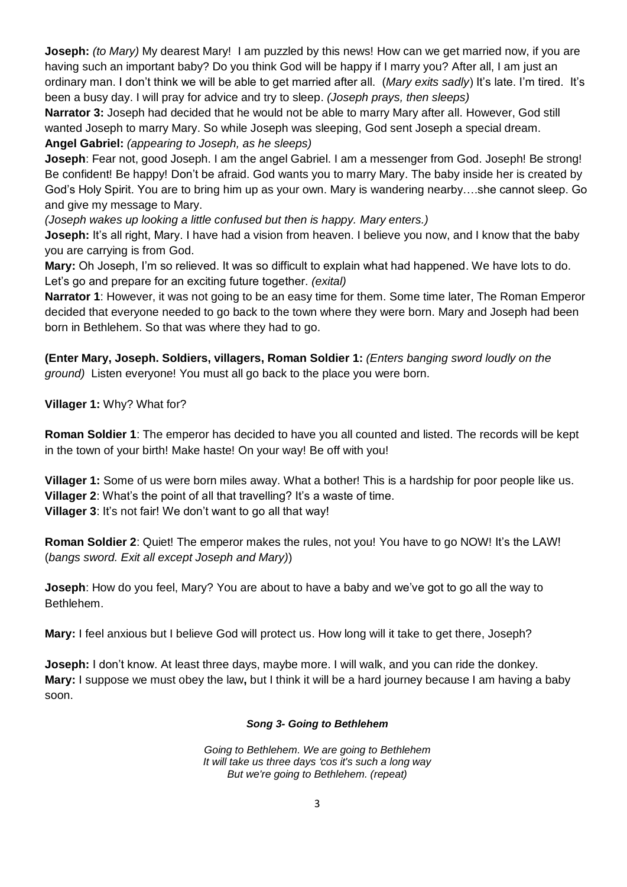**Joseph:** *(to Mary)* My dearest Mary! I am puzzled by this news! How can we get married now, if you are having such an important baby? Do you think God will be happy if I marry you? After all, I am just an ordinary man. I don't think we will be able to get married after all. (*Mary exits sadly*) It's late. I'm tired. It's been a busy day. I will pray for advice and try to sleep. *(Joseph prays, then sleeps)*

**Narrator 3:** Joseph had decided that he would not be able to marry Mary after all. However, God still wanted Joseph to marry Mary. So while Joseph was sleeping, God sent Joseph a special dream.

**Angel Gabriel:** *(appearing to Joseph, as he sleeps)*

**Joseph**: Fear not, good Joseph. I am the angel Gabriel. I am a messenger from God. Joseph! Be strong! Be confident! Be happy! Don't be afraid. God wants you to marry Mary. The baby inside her is created by God's Holy Spirit. You are to bring him up as your own. Mary is wandering nearby….she cannot sleep. Go and give my message to Mary.

*(Joseph wakes up looking a little confused but then is happy. Mary enters.)*

**Joseph:** It's all right, Mary. I have had a vision from heaven. I believe you now, and I know that the baby you are carrying is from God.

**Mary:** Oh Joseph, I'm so relieved. It was so difficult to explain what had happened. We have lots to do. Let's go and prepare for an exciting future together. *(exital)*

**Narrator 1**: However, it was not going to be an easy time for them. Some time later, The Roman Emperor decided that everyone needed to go back to the town where they were born. Mary and Joseph had been born in Bethlehem. So that was where they had to go.

**(Enter Mary, Joseph. Soldiers, villagers, Roman Soldier 1:** *(Enters banging sword loudly on the ground)* Listen everyone! You must all go back to the place you were born.

**Villager 1:** Why? What for?

**Roman Soldier 1**: The emperor has decided to have you all counted and listed. The records will be kept in the town of your birth! Make haste! On your way! Be off with you!

**Villager 1:** Some of us were born miles away. What a bother! This is a hardship for poor people like us.

**Villager 2**: What's the point of all that travelling? It's a waste of time.

**Villager 3**: It's not fair! We don't want to go all that way!

**Roman Soldier 2**: Quiet! The emperor makes the rules, not you! You have to go NOW! It's the LAW! (*bangs sword. Exit all except Joseph and Mary)*)

**Joseph**: How do you feel, Mary? You are about to have a baby and we've got to go all the way to Bethlehem.

**Mary:** I feel anxious but I believe God will protect us. How long will it take to get there, Joseph?

**Joseph:** I don't know. At least three days, maybe more. I will walk, and you can ride the donkey.

**Mary:** I suppose we must obey the law**,** but I think it will be a hard journey because I am having a baby soon.

***Song 3- Going to Bethlehem***

*Going to Bethlehem. We are going to Bethlehem*
*It will take us three days 'cos it's such a long way*
*But we're going to Bethlehem. (repeat)*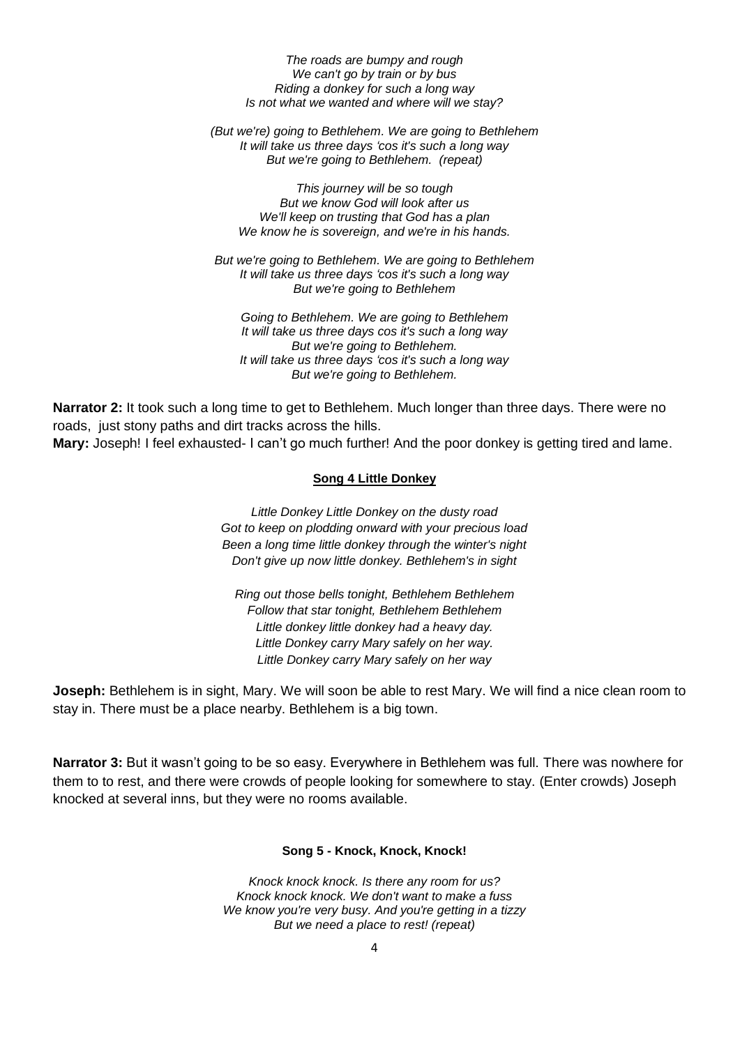*The roads are bumpy and rough*
*We can't go by train or by bus*
*Riding a donkey for such a long way*
*Is not what we wanted and where will we stay?*

*(But we're) going to Bethlehem. We are going to Bethlehem*
*It will take us three days 'cos it's such a long way*
*But we're going to Bethlehem. (repeat)*

*This journey will be so tough*
*But we know God will look after us*
*We'll keep on trusting that God has a plan*
*We know he is sovereign, and we're in his hands.*

*But we're going to Bethlehem. We are going to Bethlehem*
*It will take us three days 'cos it's such a long way*
*But we're going to Bethlehem*

*Going to Bethlehem. We are going to Bethlehem*
*It will take us three days cos it's such a long way*
*But we're going to Bethlehem.*
*It will take us three days 'cos it's such a long way*
*But we're going to Bethlehem.*

**Narrator 2:** It took such a long time to get to Bethlehem. Much longer than three days. There were no roads, just stony paths and dirt tracks across the hills.
**Mary:** Joseph! I feel exhausted- I can't go much further! And the poor donkey is getting tired and lame.

**Song 4 Little Donkey**

*Little Donkey Little Donkey on the dusty road*
*Got to keep on plodding onward with your precious load*
*Been a long time little donkey through the winter's night*
*Don't give up now little donkey. Bethlehem's in sight*

*Ring out those bells tonight, Bethlehem Bethlehem*
*Follow that star tonight, Bethlehem Bethlehem*
*Little donkey little donkey had a heavy day.*
*Little Donkey carry Mary safely on her way.*
*Little Donkey carry Mary safely on her way*

**Joseph:** Bethlehem is in sight, Mary. We will soon be able to rest Mary. We will find a nice clean room to stay in. There must be a place nearby. Bethlehem is a big town.

**Narrator 3:** But it wasn't going to be so easy. Everywhere in Bethlehem was full. There was nowhere for them to to rest, and there were crowds of people looking for somewhere to stay. (Enter crowds) Joseph knocked at several inns, but they were no rooms available.

**Song 5 - Knock, Knock, Knock!**

*Knock knock knock. Is there any room for us?*
*Knock knock knock. We don't want to make a fuss*
*We know you're very busy. And you're getting in a tizzy*
*But we need a place to rest! (repeat)*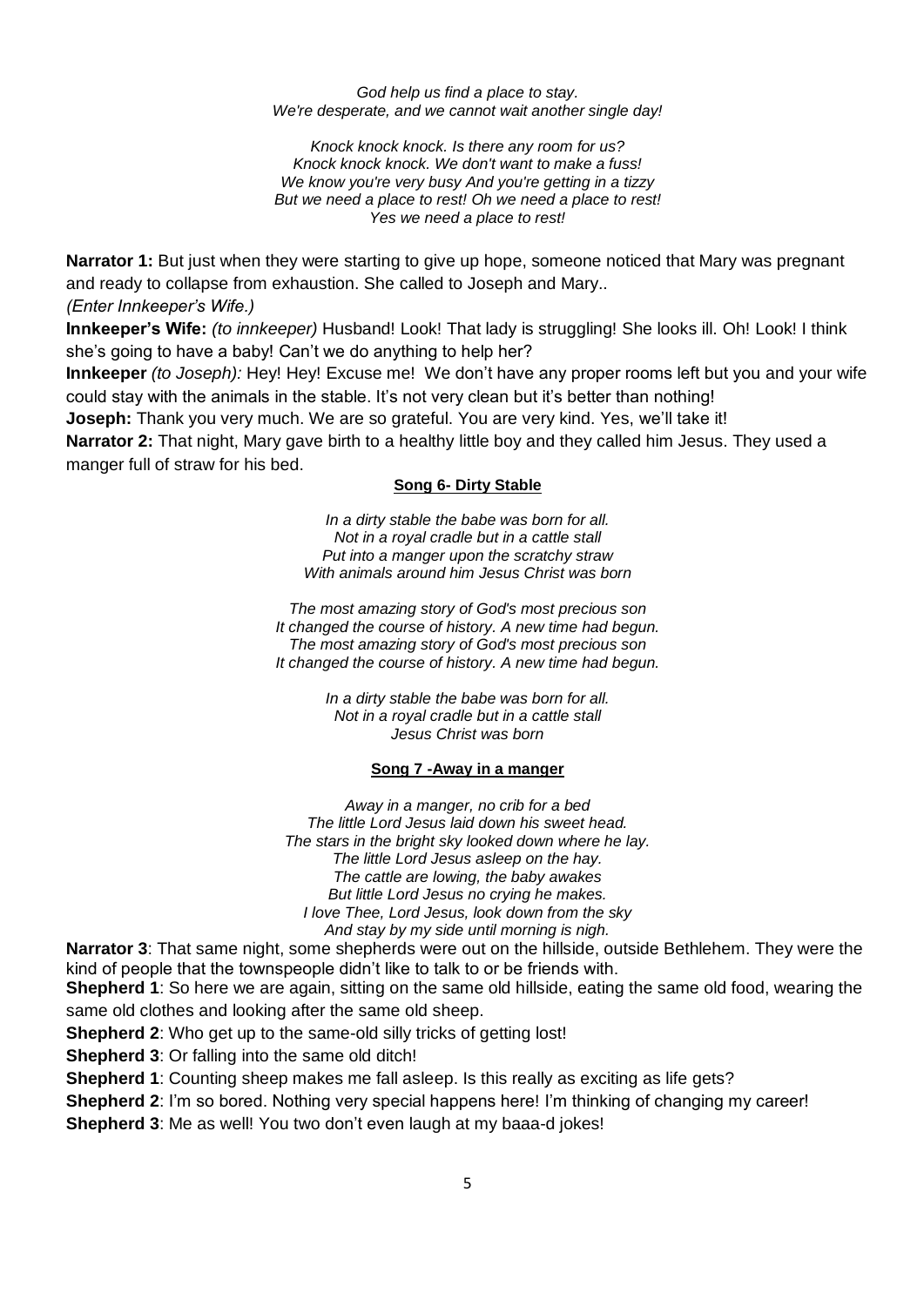*God help us find a place to stay.*
*We're desperate, and we cannot wait another single day!*

*Knock knock knock. Is there any room for us?*
*Knock knock knock. We don't want to make a fuss!*
*We know you're very busy And you're getting in a tizzy*
*But we need a place to rest! Oh we need a place to rest!*
*Yes we need a place to rest!*

**Narrator 1:** But just when they were starting to give up hope, someone noticed that Mary was pregnant and ready to collapse from exhaustion. She called to Joseph and Mary..
*(Enter Innkeeper's Wife.)*

**Innkeeper's Wife:** *(to innkeeper)* Husband! Look! That lady is struggling! She looks ill. Oh! Look! I think she's going to have a baby! Can't we do anything to help her?

**Innkeeper** *(to Joseph):* Hey! Hey! Excuse me! We don't have any proper rooms left but you and your wife could stay with the animals in the stable. It's not very clean but it's better than nothing!

**Joseph:** Thank you very much. We are so grateful. You are very kind. Yes, we'll take it!

**Narrator 2:** That night, Mary gave birth to a healthy little boy and they called him Jesus. They used a manger full of straw for his bed.

**Song 6- Dirty Stable**

*In a dirty stable the babe was born for all.*
*Not in a royal cradle but in a cattle stall*
*Put into a manger upon the scratchy straw*
*With animals around him Jesus Christ was born*

*The most amazing story of God's most precious son*
*It changed the course of history. A new time had begun.*
*The most amazing story of God's most precious son*
*It changed the course of history. A new time had begun.*

*In a dirty stable the babe was born for all.*
*Not in a royal cradle but in a cattle stall*
*Jesus Christ was born*

**Song 7 -Away in a manger**

*Away in a manger, no crib for a bed*
*The little Lord Jesus laid down his sweet head.*
*The stars in the bright sky looked down where he lay.*
*The little Lord Jesus asleep on the hay.*
*The cattle are lowing, the baby awakes*
*But little Lord Jesus no crying he makes.*
*I love Thee, Lord Jesus, look down from the sky*
*And stay by my side until morning is nigh.*

**Narrator 3**: That same night, some shepherds were out on the hillside, outside Bethlehem. They were the kind of people that the townspeople didn't like to talk to or be friends with.

**Shepherd 1**: So here we are again, sitting on the same old hillside, eating the same old food, wearing the same old clothes and looking after the same old sheep.

**Shepherd 2**: Who get up to the same-old silly tricks of getting lost!

**Shepherd 3**: Or falling into the same old ditch!

**Shepherd 1**: Counting sheep makes me fall asleep. Is this really as exciting as life gets?

**Shepherd 2**: I'm so bored. Nothing very special happens here! I'm thinking of changing my career!

**Shepherd 3**: Me as well! You two don't even laugh at my baaa-d jokes!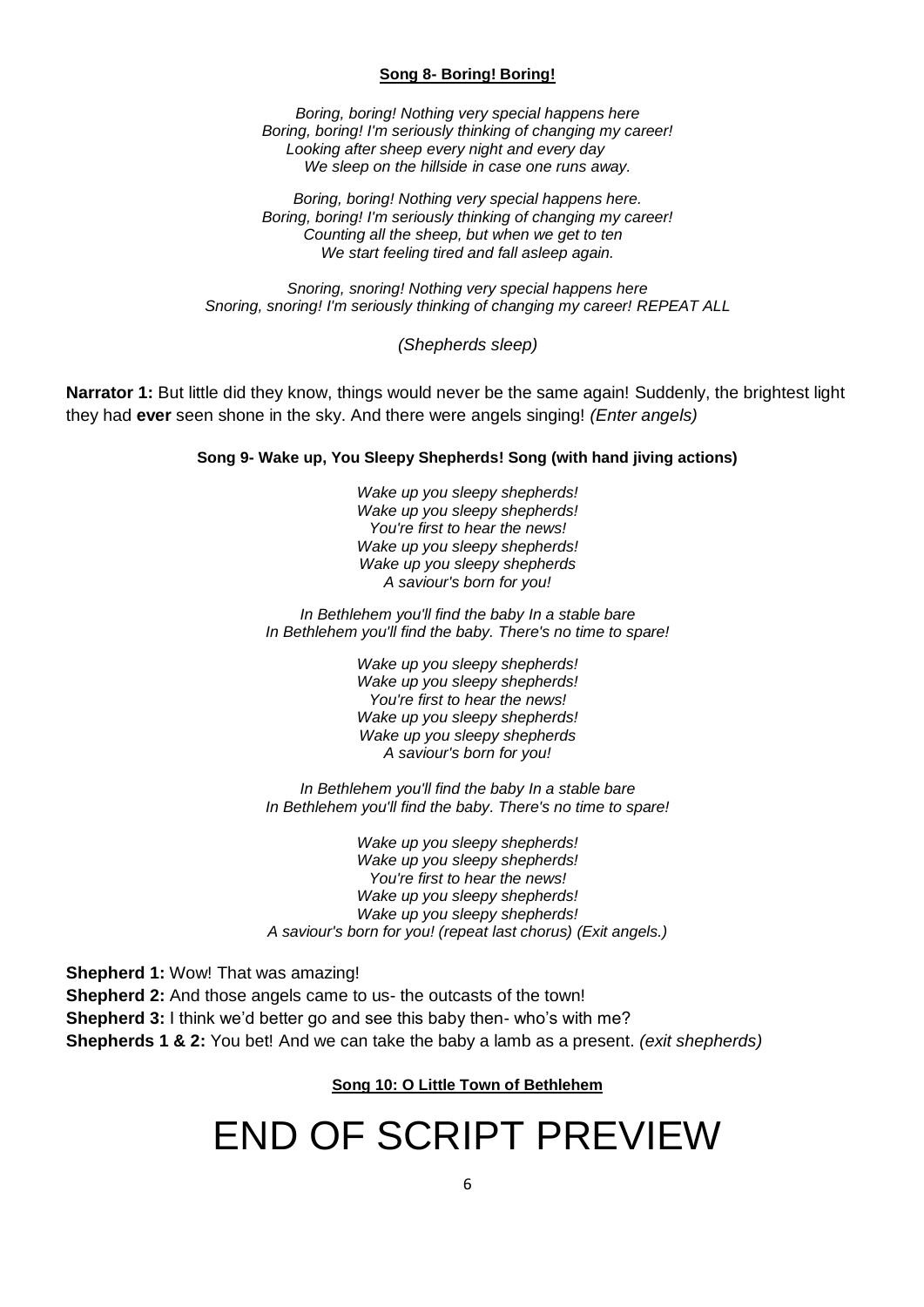**Song 8- Boring! Boring!**

*Boring, boring! Nothing very special happens here*
*Boring, boring! I'm seriously thinking of changing my career!*
*Looking after sheep every night and every day*
*We sleep on the hillside in case one runs away.*

*Boring, boring! Nothing very special happens here.*
*Boring, boring! I'm seriously thinking of changing my career!*
*Counting all the sheep, but when we get to ten*
*We start feeling tired and fall asleep again.*

*Snoring, snoring! Nothing very special happens here*
*Snoring, snoring! I'm seriously thinking of changing my career! REPEAT ALL*

*(Shepherds sleep)*

**Narrator 1:** But little did they know, things would never be the same again! Suddenly, the brightest light they had **ever** seen shone in the sky. And there were angels singing! *(Enter angels)*

**Song 9- Wake up, You Sleepy Shepherds! Song (with hand jiving actions)**

*Wake up you sleepy shepherds!*
*Wake up you sleepy shepherds!*
*You're first to hear the news!*
*Wake up you sleepy shepherds!*
*Wake up you sleepy shepherds*
*A saviour's born for you!*

*In Bethlehem you'll find the baby In a stable bare*
*In Bethlehem you'll find the baby. There's no time to spare!*

*Wake up you sleepy shepherds!*
*Wake up you sleepy shepherds!*
*You're first to hear the news!*
*Wake up you sleepy shepherds!*
*Wake up you sleepy shepherds*
*A saviour's born for you!*

*In Bethlehem you'll find the baby In a stable bare*
*In Bethlehem you'll find the baby. There's no time to spare!*

*Wake up you sleepy shepherds!*
*Wake up you sleepy shepherds!*
*You're first to hear the news!*
*Wake up you sleepy shepherds!*
*Wake up you sleepy shepherds!*
*A saviour's born for you! (repeat last chorus) (Exit angels.)*

**Shepherd 1:** Wow! That was amazing!
**Shepherd 2:** And those angels came to us- the outcasts of the town!
**Shepherd 3:** I think we'd better go and see this baby then- who's with me?
**Shepherds 1 & 2:** You bet! And we can take the baby a lamb as a present. *(exit shepherds)*

**Song 10: O Little Town of Bethlehem**

# END OF SCRIPT PREVIEW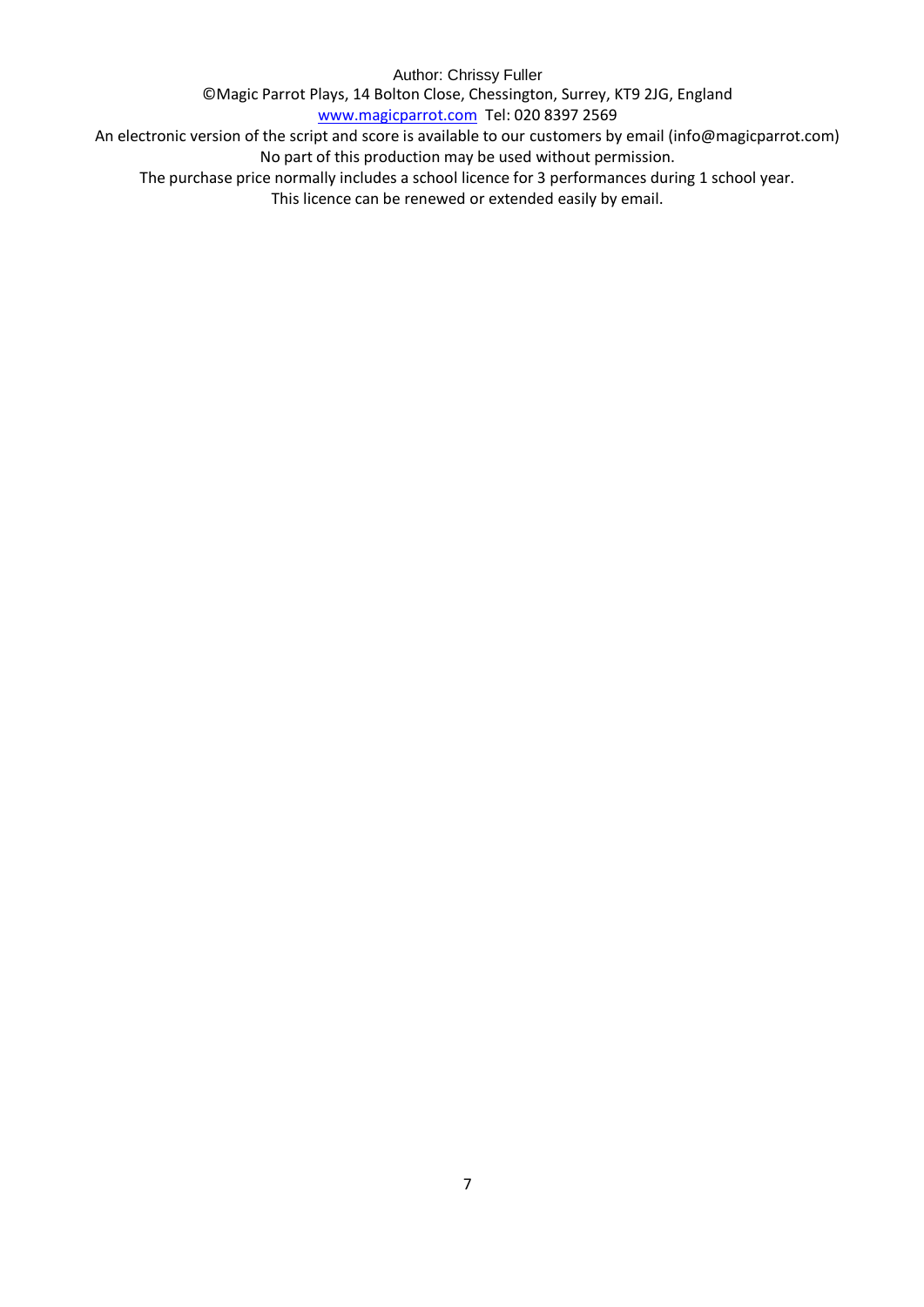Author: Chrissy Fuller

©Magic Parrot Plays, 14 Bolton Close, Chessington, Surrey, KT9 2JG, England

www.magicparrot.com Tel: 020 8397 2569

An electronic version of the script and score is available to our customers by email (info@magicparrot.com)

No part of this production may be used without permission.

The purchase price normally includes a school licence for 3 performances during 1 school year.

This licence can be renewed or extended easily by email.